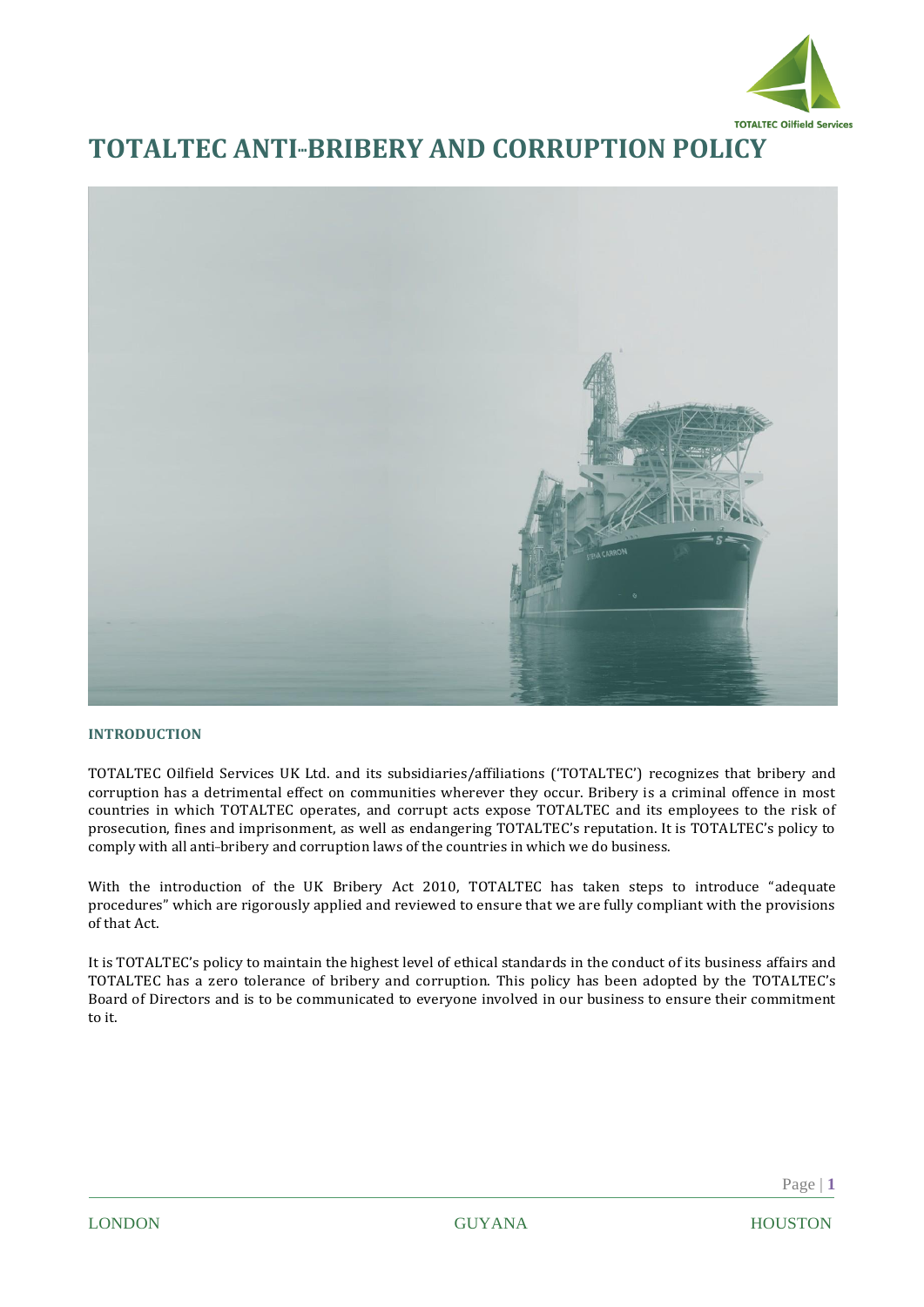# TOTALTEC ANTI-BRIBERY AND CORRUPTION POLICY

## INTRODUCTION

TOTALTEC Oilfield Services UK Ltd. and its subsidiaries/affiliations ('TOTALTEC') recognizes that bribery and corruption has a detrimental effect on communities wherever they occur. Bribery is a criminal offence in most countries in which TOTALTEC operates, and corrupt acts expose TOTALTEC and its employees to the risk of prosecution, fines and imprisonment, as well as endangering TOTALTEC's reputation. It is TOTALTEC's policy to comply with all anti-bribery and corruption laws of the countries in which we do business.

With the introduction of the UK Bribery Act 2010, TOTALTEC has taken steps to introduce "adequate procedures" which are rigorously applied and reviewed to ensure that we are fully compliant with the provisions of that Act.

It is TOTALTEC's policy to maintain the highest level of ethical standards in the conduct of its business affairs and TOTALTEC has a zero tolerance of bribery and corruption. This policy has been adopted by the TOTALTEC's Board of Directors and is to be communicated to everyone involved in our business to ensure their commitment to it.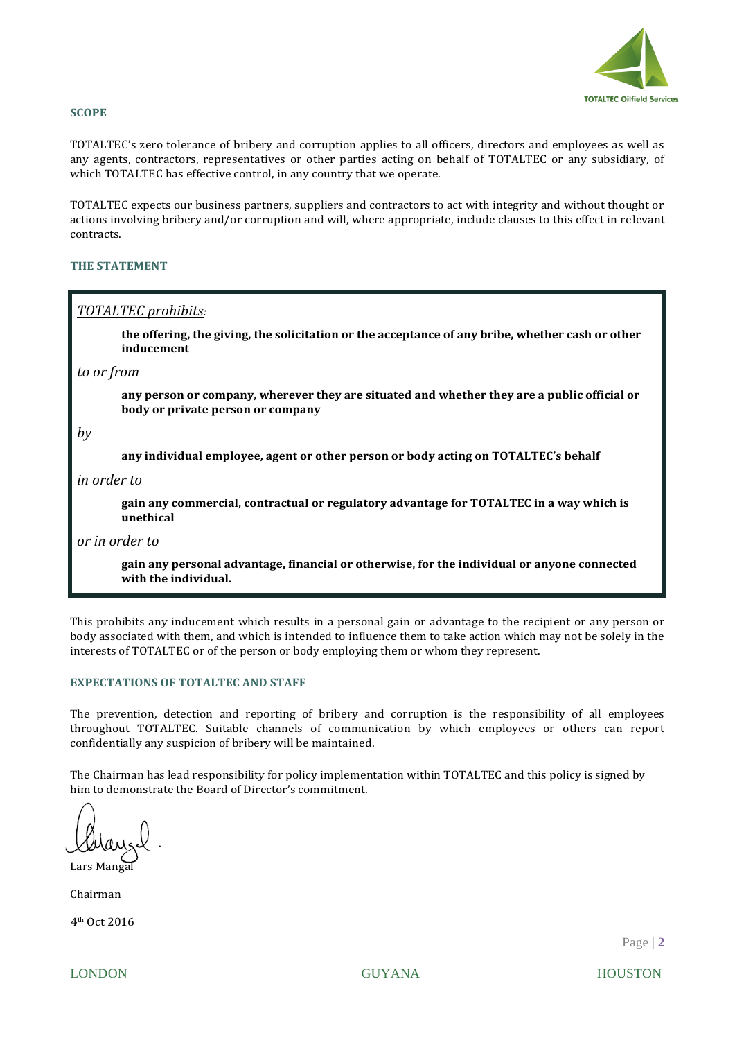## SCOPE

TOTALTEC's zero tolerance of bribery and corruption applies to all officers, directors and employees as well as any agents, contractors, representatives or other parties acting on behalf of TOTALTEC or any subsidiary, of which TOTALTEC has effective control, in any country that we operate.

TOTALTEC expects our business partners, suppliers and contractors to act with integrity and without thought or actions involving bribery and/or corruption and will, where appropriate, include clauses to this effect in relevant contracts.

## THE STATEMENT

*TOTALTEC prohibits:*

> **the offering, the giving, the solicitation or the acceptance of any bribe, whether cash or other inducement**

*to or from*

> **any person or company, wherever they are situated and whether they are a public official or body or private person or company**

*by*

> **any individual employee, agent or other person or body acting on TOTALTEC's behalf**

*in order to*

> **gain any commercial, contractual or regulatory advantage for TOTALTEC in a way which is unethical**

*or in order to*

> **gain any personal advantage, financial or otherwise, for the individual or anyone connected with the individual.**

This prohibits any inducement which results in a personal gain or advantage to the recipient or any person or body associated with them, and which is intended to influence them to take action which may not be solely in the interests of TOTALTEC or of the person or body employing them or whom they represent.

## EXPECTATIONS OF TOTALTEC AND STAFF

The prevention, detection and reporting of bribery and corruption is the responsibility of all employees throughout TOTALTEC. Suitable channels of communication by which employees or others can report confidentially any suspicion of bribery will be maintained.

The Chairman has lead responsibility for policy implementation within TOTALTEC and this policy is signed by him to demonstrate the Board of Director's commitment.

Lars Mangal

Chairman

4th Oct 2016

LONDON GUYANA HOUSTON